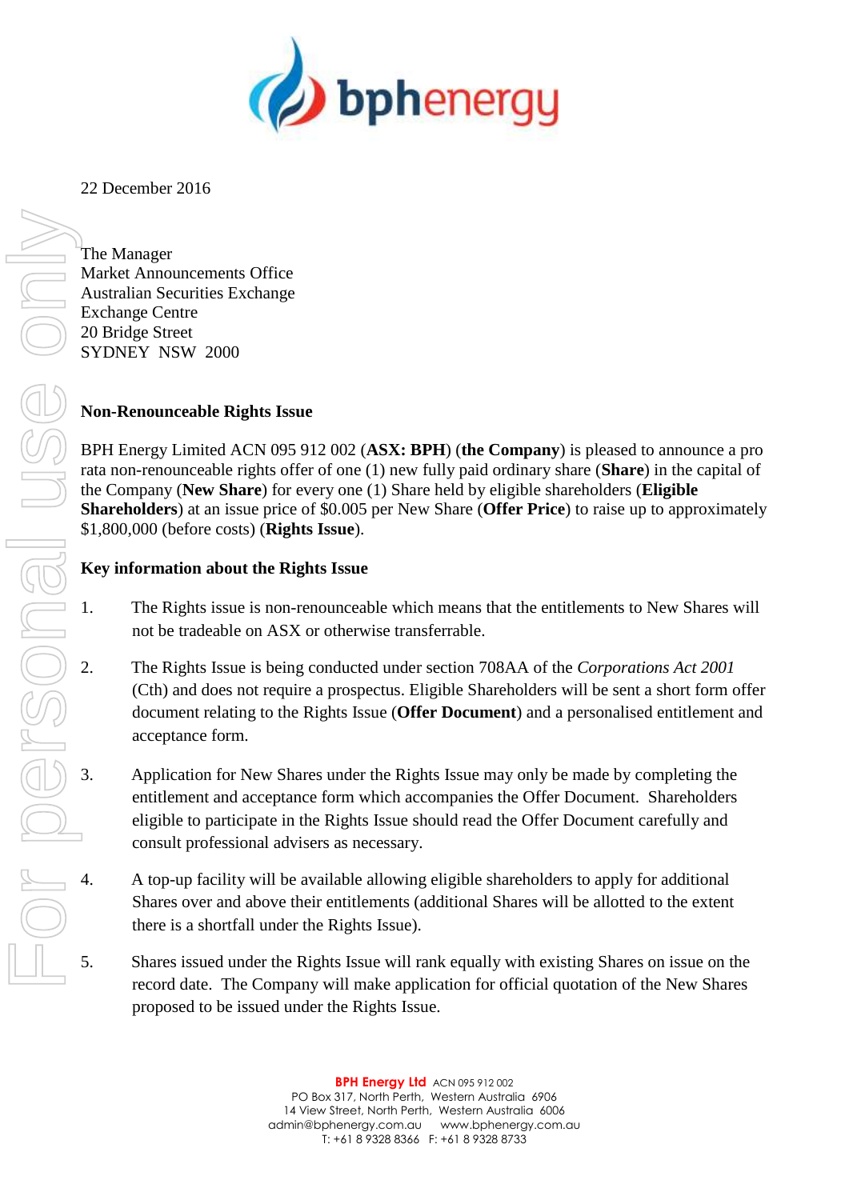22 December 2016

The Manager
Market Announcements Office
Australian Securities Exchange
Exchange Centre
20 Bridge Street
SYDNEY NSW 2000

## Non-Renounceable Rights Issue

BPH Energy Limited ACN 095 912 002 (**ASX: BPH**) (**the Company**) is pleased to announce a pro rata non-renounceable rights offer of one (1) new fully paid ordinary share (**Share**) in the capital of the Company (**New Share**) for every one (1) Share held by eligible shareholders (**Eligible Shareholders**) at an issue price of $0.005 per New Share (**Offer Price**) to raise up to approximately $1,800,000 (before costs) (**Rights Issue**).

## Key information about the Rights Issue

1. The Rights issue is non-renounceable which means that the entitlements to New Shares will not be tradeable on ASX or otherwise transferrable.

2. The Rights Issue is being conducted under section 708AA of the *Corporations Act 2001* (Cth) and does not require a prospectus. Eligible Shareholders will be sent a short form offer document relating to the Rights Issue (**Offer Document**) and a personalised entitlement and acceptance form.

3. Application for New Shares under the Rights Issue may only be made by completing the entitlement and acceptance form which accompanies the Offer Document. Shareholders eligible to participate in the Rights Issue should read the Offer Document carefully and consult professional advisers as necessary.

4. A top-up facility will be available allowing eligible shareholders to apply for additional Shares over and above their entitlements (additional Shares will be allotted to the extent there is a shortfall under the Rights Issue).

5. Shares issued under the Rights Issue will rank equally with existing Shares on issue on the record date. The Company will make application for official quotation of the New Shares proposed to be issued under the Rights Issue.

**BPH Energy Ltd** ACN 095 912 002
PO Box 317, North Perth, Western Australia 6906
14 View Street, North Perth, Western Australia 6006
admin@bphenergy.com.au www.bphenergy.com.au
T: +61 8 9328 8366 F: +61 8 9328 8733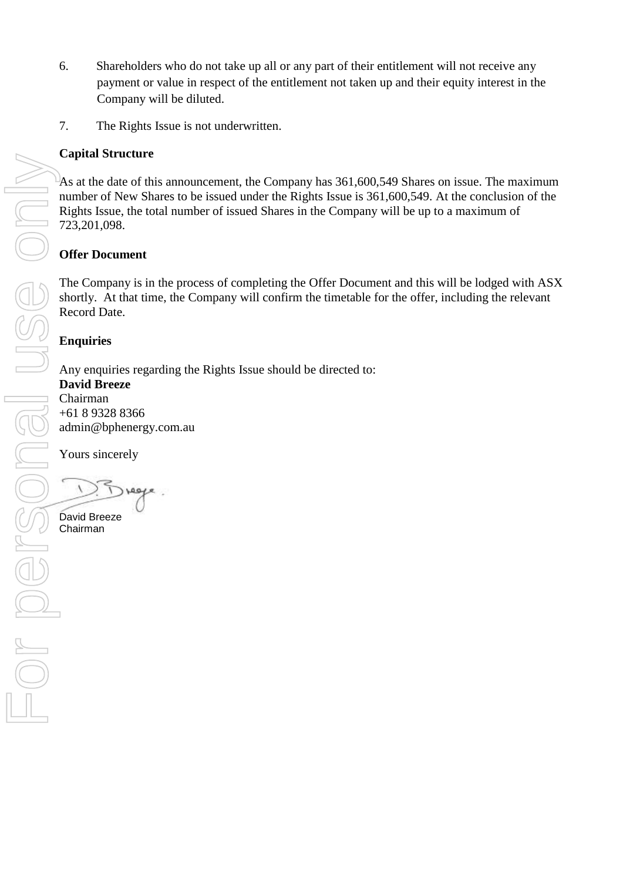6. Shareholders who do not take up all or any part of their entitlement will not receive any payment or value in respect of the entitlement not taken up and their equity interest in the Company will be diluted.

7. The Rights Issue is not underwritten.

**Capital Structure**

As at the date of this announcement, the Company has 361,600,549 Shares on issue. The maximum number of New Shares to be issued under the Rights Issue is 361,600,549. At the conclusion of the Rights Issue, the total number of issued Shares in the Company will be up to a maximum of 723,201,098.

**Offer Document**

The Company is in the process of completing the Offer Document and this will be lodged with ASX shortly. At that time, the Company will confirm the timetable for the offer, including the relevant Record Date.

**Enquiries**

Any enquiries regarding the Rights Issue should be directed to:
**David Breeze**
Chairman
+61 8 9328 8366
admin@bphenergy.com.au

Yours sincerely

David Breeze
Chairman